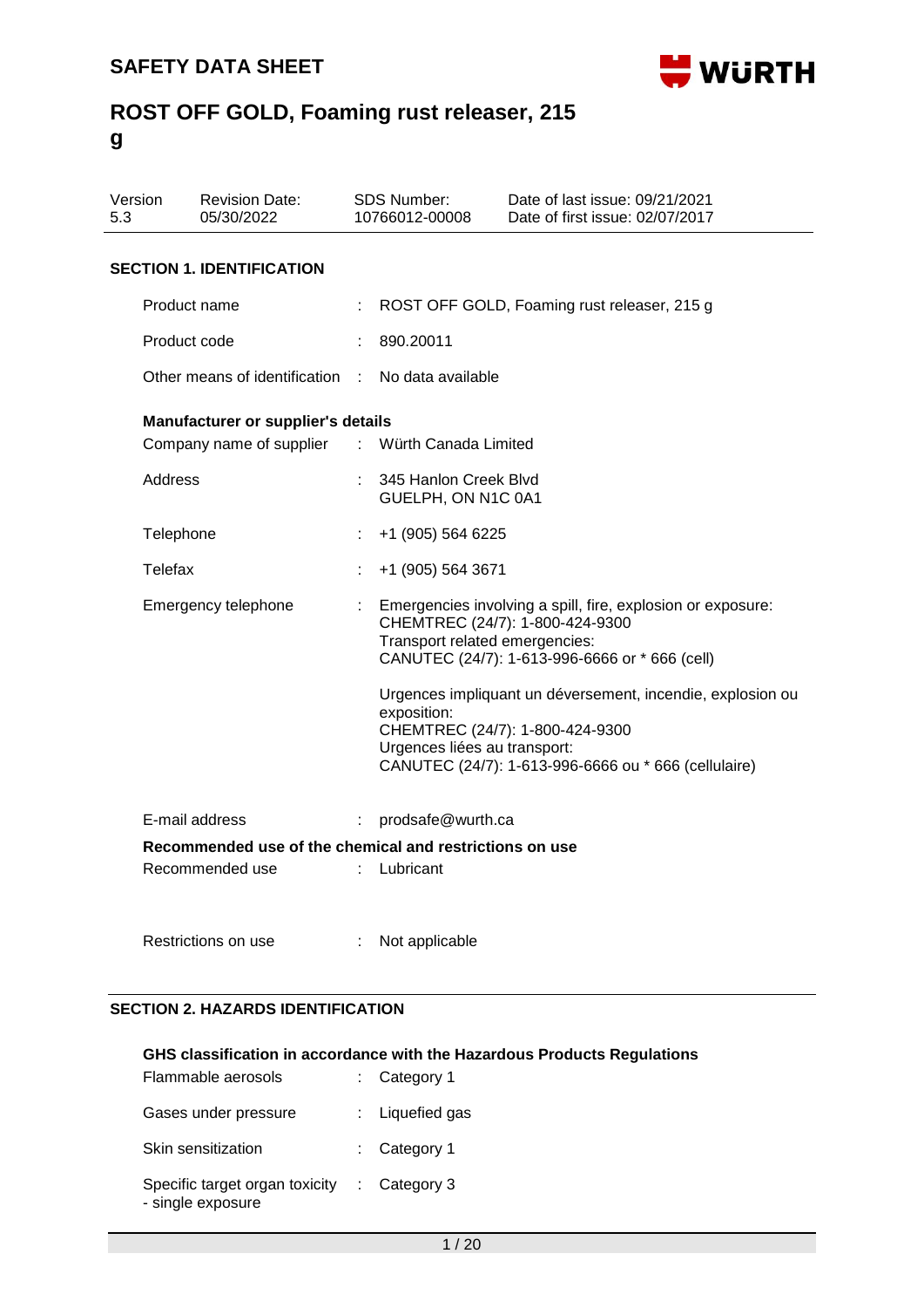# SAFETY DATA SHEET

# ROST OFF GOLD, Foaming rust releaser, 215 g

| Version | Revision Date: | SDS Number: | Date of last issue: 09/21/2021 |
|---|---|---|---|
| 5.3 | 05/30/2022 | 10766012-00008 | Date of first issue: 02/07/2017 |

## SECTION 1. IDENTIFICATION

Product name : ROST OFF GOLD, Foaming rust releaser, 215 g

Product code : 890.20011

Other means of identification : No data available

**Manufacturer or supplier's details**

Company name of supplier : Würth Canada Limited

Address : 345 Hanlon Creek Blvd
GUELPH, ON N1C 0A1

Telephone : +1 (905) 564 6225

Telefax : +1 (905) 564 3671

Emergency telephone : Emergencies involving a spill, fire, explosion or exposure:
CHEMTREC (24/7): 1-800-424-9300
Transport related emergencies:
CANUTEC (24/7): 1-613-996-6666 or * 666 (cell)

Urgences impliquant un déversement, incendie, explosion ou exposition:
CHEMTREC (24/7): 1-800-424-9300
Urgences liées au transport:
CANUTEC (24/7): 1-613-996-6666 ou * 666 (cellulaire)

E-mail address : prodsafe@wurth.ca

**Recommended use of the chemical and restrictions on use**

Recommended use : Lubricant

Restrictions on use : Not applicable

## SECTION 2. HAZARDS IDENTIFICATION

**GHS classification in accordance with the Hazardous Products Regulations**

Flammable aerosols : Category 1

Gases under pressure : Liquefied gas

Skin sensitization : Category 1

Specific target organ toxicity - single exposure : Category 3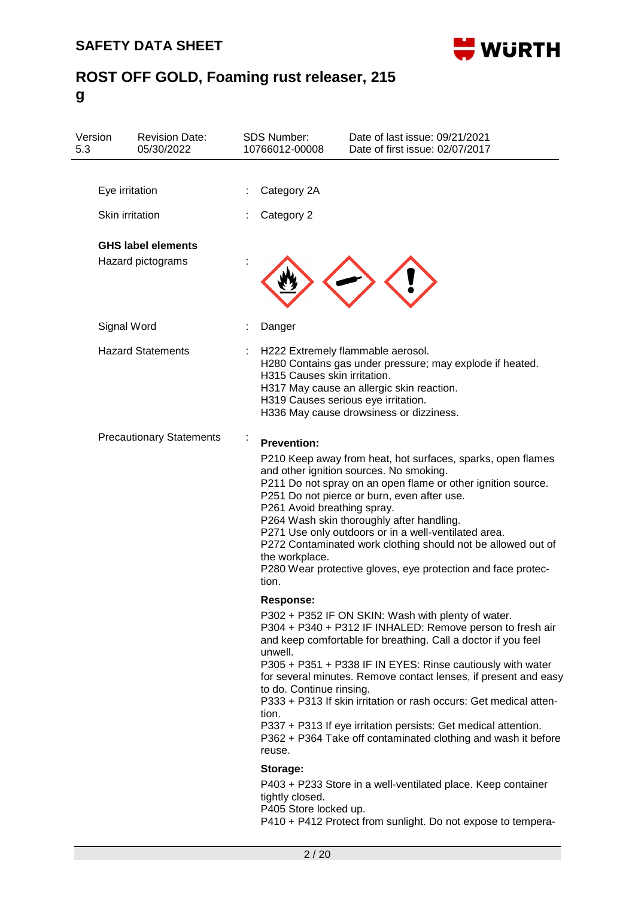| | | |
|---|---|---|
| Eye irritation | : | Category 2A |
| Skin irritation | : | Category 2 |

**GHS label elements**

| | | |
|---|---|---|
| Hazard pictograms | : | |
| Signal Word | : | Danger |
| Hazard Statements | : | H222 Extremely flammable aerosol.<br>H280 Contains gas under pressure; may explode if heated.<br>H315 Causes skin irritation.<br>H317 May cause an allergic skin reaction.<br>H319 Causes serious eye irritation.<br>H336 May cause drowsiness or dizziness. |

Precautionary Statements :

**Prevention:**

P210 Keep away from heat, hot surfaces, sparks, open flames and other ignition sources. No smoking.
P211 Do not spray on an open flame or other ignition source.
P251 Do not pierce or burn, even after use.
P261 Avoid breathing spray.
P264 Wash skin thoroughly after handling.
P271 Use only outdoors or in a well-ventilated area.
P272 Contaminated work clothing should not be allowed out of the workplace.
P280 Wear protective gloves, eye protection and face protection.

**Response:**

P302 + P352 IF ON SKIN: Wash with plenty of water.
P304 + P340 + P312 IF INHALED: Remove person to fresh air and keep comfortable for breathing. Call a doctor if you feel unwell.
P305 + P351 + P338 IF IN EYES: Rinse cautiously with water for several minutes. Remove contact lenses, if present and easy to do. Continue rinsing.
P333 + P313 If skin irritation or rash occurs: Get medical attention.
P337 + P313 If eye irritation persists: Get medical attention.
P362 + P364 Take off contaminated clothing and wash it before reuse.

**Storage:**

P403 + P233 Store in a well-ventilated place. Keep container tightly closed.
P405 Store locked up.
P410 + P412 Protect from sunlight. Do not expose to tempera-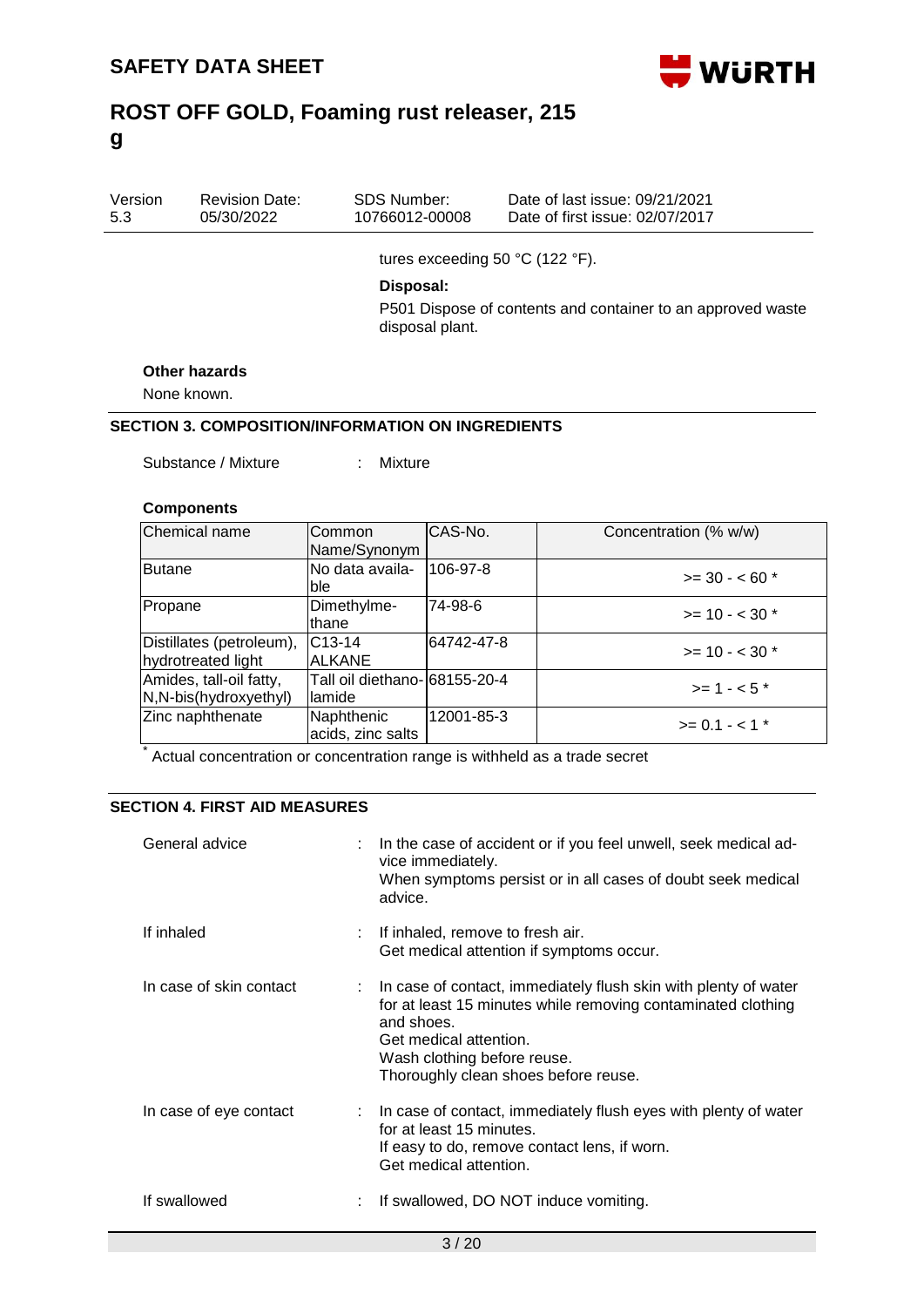tures exceeding 50 °C (122 °F).

**Disposal:**

P501 Dispose of contents and container to an approved waste disposal plant.

**Other hazards**

None known.

## SECTION 3. COMPOSITION/INFORMATION ON INGREDIENTS

Substance / Mixture : Mixture

**Components**

| Chemical name | Common Name/Synonym | CAS-No. | Concentration (% w/w) |
|---|---|---|---|
| Butane | No data available | 106-97-8 | >= 30 - < 60 * |
| Propane | Dimethylmethane | 74-98-6 | >= 10 - < 30 * |
| Distillates (petroleum), hydrotreated light | C13-14 ALKANE | 64742-47-8 | >= 10 - < 30 * |
| Amides, tall-oil fatty, N,N-bis(hydroxyethyl) | Tall oil diethanolamide | 68155-20-4 | >= 1 - < 5 * |
| Zinc naphthenate | Naphthenic acids, zinc salts | 12001-85-3 | >= 0.1 - < 1 * |

* Actual concentration or concentration range is withheld as a trade secret

## SECTION 4. FIRST AID MEASURES

General advice : In the case of accident or if you feel unwell, seek medical advice immediately.
When symptoms persist or in all cases of doubt seek medical advice.

If inhaled : If inhaled, remove to fresh air.
Get medical attention if symptoms occur.

In case of skin contact : In case of contact, immediately flush skin with plenty of water for at least 15 minutes while removing contaminated clothing and shoes.
Get medical attention.
Wash clothing before reuse.
Thoroughly clean shoes before reuse.

In case of eye contact : In case of contact, immediately flush eyes with plenty of water for at least 15 minutes.
If easy to do, remove contact lens, if worn.
Get medical attention.

If swallowed : If swallowed, DO NOT induce vomiting.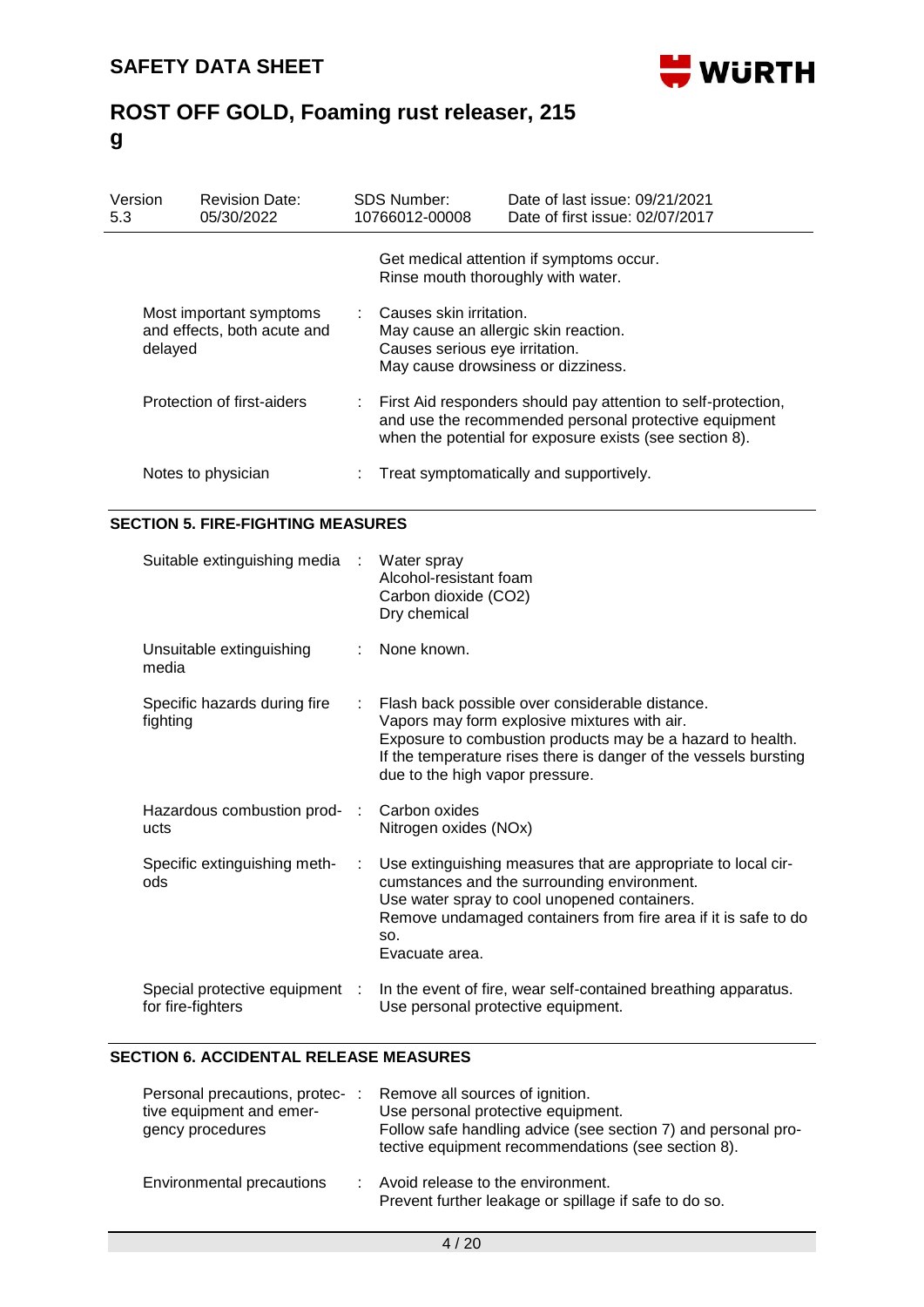Get medical attention if symptoms occur.
Rinse mouth thoroughly with water.

| | | |
|---|---|---|
| Most important symptoms and effects, both acute and delayed | : | Causes skin irritation.<br>May cause an allergic skin reaction.<br>Causes serious eye irritation.<br>May cause drowsiness or dizziness. |
| Protection of first-aiders | : | First Aid responders should pay attention to self-protection, and use the recommended personal protective equipment when the potential for exposure exists (see section 8). |
| Notes to physician | : | Treat symptomatically and supportively. |

## SECTION 5. FIRE-FIGHTING MEASURES

| | | |
|---|---|---|
| Suitable extinguishing media | : | Water spray<br>Alcohol-resistant foam<br>Carbon dioxide ($CO_2$)<br>Dry chemical |
| Unsuitable extinguishing media | : | None known. |
| Specific hazards during fire fighting | : | Flash back possible over considerable distance.<br>Vapors may form explosive mixtures with air.<br>Exposure to combustion products may be a hazard to health.<br>If the temperature rises there is danger of the vessels bursting due to the high vapor pressure. |
| Hazardous combustion products | : | Carbon oxides<br>Nitrogen oxides (NOx) |
| Specific extinguishing methods | : | Use extinguishing measures that are appropriate to local circumstances and the surrounding environment.<br>Use water spray to cool unopened containers.<br>Remove undamaged containers from fire area if it is safe to do so.<br>Evacuate area. |
| Special protective equipment for fire-fighters | : | In the event of fire, wear self-contained breathing apparatus.<br>Use personal protective equipment. |

## SECTION 6. ACCIDENTAL RELEASE MEASURES

| | | |
|---|---|---|
| Personal precautions, protective equipment and emergency procedures | : | Remove all sources of ignition.<br>Use personal protective equipment.<br>Follow safe handling advice (see section 7) and personal protective equipment recommendations (see section 8). |
| Environmental precautions | : | Avoid release to the environment.<br>Prevent further leakage or spillage if safe to do so. |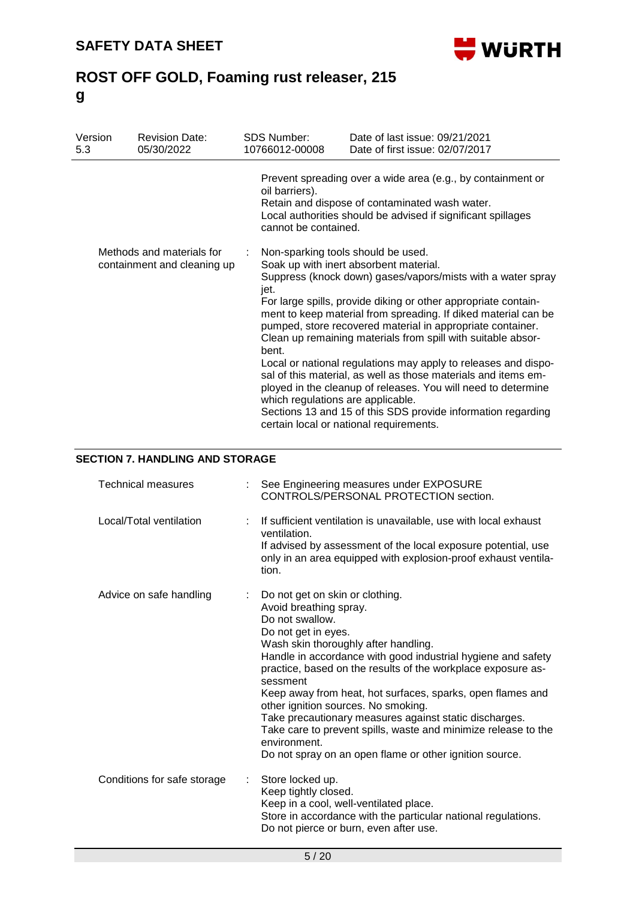Prevent spreading over a wide area (e.g., by containment or oil barriers).
Retain and dispose of contaminated wash water.
Local authorities should be advised if significant spillages cannot be contained.

| | | |
|---|---|---|
| Methods and materials for containment and cleaning up | : | Non-sparking tools should be used.<br>Soak up with inert absorbent material.<br>Suppress (knock down) gases/vapors/mists with a water spray jet.<br>For large spills, provide diking or other appropriate containment to keep material from spreading. If diked material can be pumped, store recovered material in appropriate container.<br>Clean up remaining materials from spill with suitable absorbent.<br>Local or national regulations may apply to releases and disposal of this material, as well as those materials and items employed in the cleanup of releases. You will need to determine which regulations are applicable.<br>Sections 13 and 15 of this SDS provide information regarding certain local or national requirements. |

## SECTION 7. HANDLING AND STORAGE

| | | |
|---|---|---|
| Technical measures | : | See Engineering measures under EXPOSURE CONTROLS/PERSONAL PROTECTION section. |
| Local/Total ventilation | : | If sufficient ventilation is unavailable, use with local exhaust ventilation.<br>If advised by assessment of the local exposure potential, use only in an area equipped with explosion-proof exhaust ventilation. |
| Advice on safe handling | : | Do not get on skin or clothing.<br>Avoid breathing spray.<br>Do not swallow.<br>Do not get in eyes.<br>Wash skin thoroughly after handling.<br>Handle in accordance with good industrial hygiene and safety practice, based on the results of the workplace exposure assessment<br>Keep away from heat, hot surfaces, sparks, open flames and other ignition sources. No smoking.<br>Take precautionary measures against static discharges.<br>Take care to prevent spills, waste and minimize release to the environment.<br>Do not spray on an open flame or other ignition source. |
| Conditions for safe storage | : | Store locked up.<br>Keep tightly closed.<br>Keep in a cool, well-ventilated place.<br>Store in accordance with the particular national regulations.<br>Do not pierce or burn, even after use. |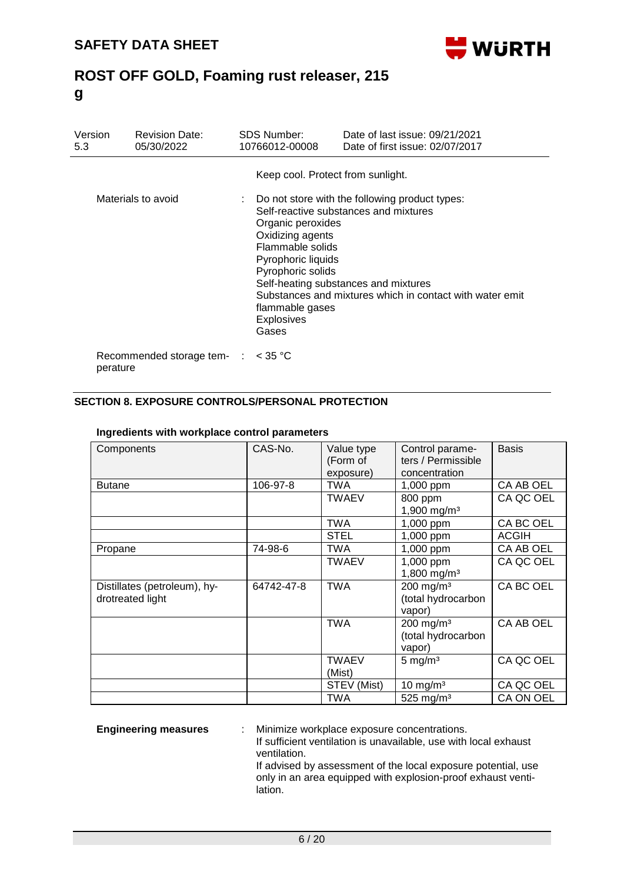Keep cool. Protect from sunlight.

Materials to avoid : Do not store with the following product types:
Self-reactive substances and mixtures
Organic peroxides
Oxidizing agents
Flammable solids
Pyrophoric liquids
Pyrophoric solids
Self-heating substances and mixtures
Substances and mixtures which in contact with water emit flammable gases
Explosives
Gases

Recommended storage temperature : < 35 °C

## SECTION 8. EXPOSURE CONTROLS/PERSONAL PROTECTION

**Ingredients with workplace control parameters**

| Components | CAS-No. | Value type (Form of exposure) | Control parameters / Permissible concentration | Basis |
|---|---|---|---|---|
| Butane | 106-97-8 | TWA | 1,000 ppm | CA AB OEL |
| | | TWAEV | 800 ppm<br>1,900 mg/m³ | CA QC OEL |
| | | TWA | 1,000 ppm | CA BC OEL |
| | | STEL | 1,000 ppm | ACGIH |
| Propane | 74-98-6 | TWA | 1,000 ppm | CA AB OEL |
| | | TWAEV | 1,000 ppm<br>1,800 mg/m³ | CA QC OEL |
| Distillates (petroleum), hydrotreated light | 64742-47-8 | TWA | 200 mg/m³<br>(total hydrocarbon vapor) | CA BC OEL |
| | | TWA | 200 mg/m³<br>(total hydrocarbon vapor) | CA AB OEL |
| | | TWAEV (Mist) | 5 mg/m³ | CA QC OEL |
| | | STEV (Mist) | 10 mg/m³ | CA QC OEL |
| | | TWA | 525 mg/m³ | CA ON OEL |

**Engineering measures** : Minimize workplace exposure concentrations.
If sufficient ventilation is unavailable, use with local exhaust ventilation.
If advised by assessment of the local exposure potential, use only in an area equipped with explosion-proof exhaust ventilation.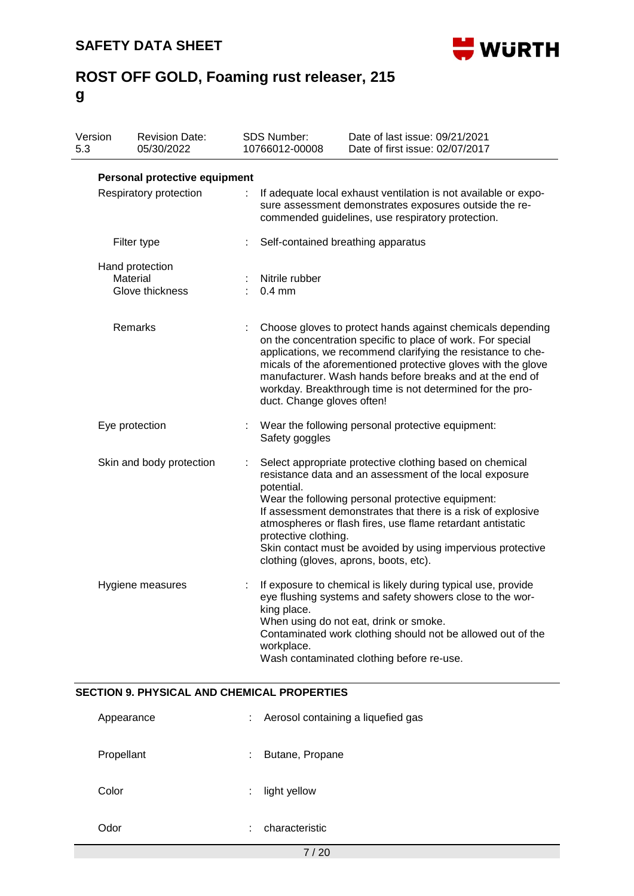### Personal protective equipment

| | | |
|---|---|---|
| Respiratory protection | : | If adequate local exhaust ventilation is not available or exposure assessment demonstrates exposures outside the recommended guidelines, use respiratory protection. |
| Filter type | : | Self-contained breathing apparatus |
| Hand protection | | |
| Material | : | Nitrile rubber |
| Glove thickness | : | 0.4 mm |
| Remarks | : | Choose gloves to protect hands against chemicals depending on the concentration specific to place of work. For special applications, we recommend clarifying the resistance to chemicals of the aforementioned protective gloves with the glove manufacturer. Wash hands before breaks and at the end of workday. Breakthrough time is not determined for the product. Change gloves often! |
| Eye protection | : | Wear the following personal protective equipment:<br>Safety goggles |
| Skin and body protection | : | Select appropriate protective clothing based on chemical resistance data and an assessment of the local exposure potential.<br>Wear the following personal protective equipment:<br>If assessment demonstrates that there is a risk of explosive atmospheres or flash fires, use flame retardant antistatic protective clothing.<br>Skin contact must be avoided by using impervious protective clothing (gloves, aprons, boots, etc). |
| Hygiene measures | : | If exposure to chemical is likely during typical use, provide eye flushing systems and safety showers close to the working place.<br>When using do not eat, drink or smoke.<br>Contaminated work clothing should not be allowed out of the workplace.<br>Wash contaminated clothing before re-use. |

## SECTION 9. PHYSICAL AND CHEMICAL PROPERTIES

| | | |
|---|---|---|
| Appearance | : | Aerosol containing a liquefied gas |
| Propellant | : | Butane, Propane |
| Color | : | light yellow |
| Odor | : | characteristic |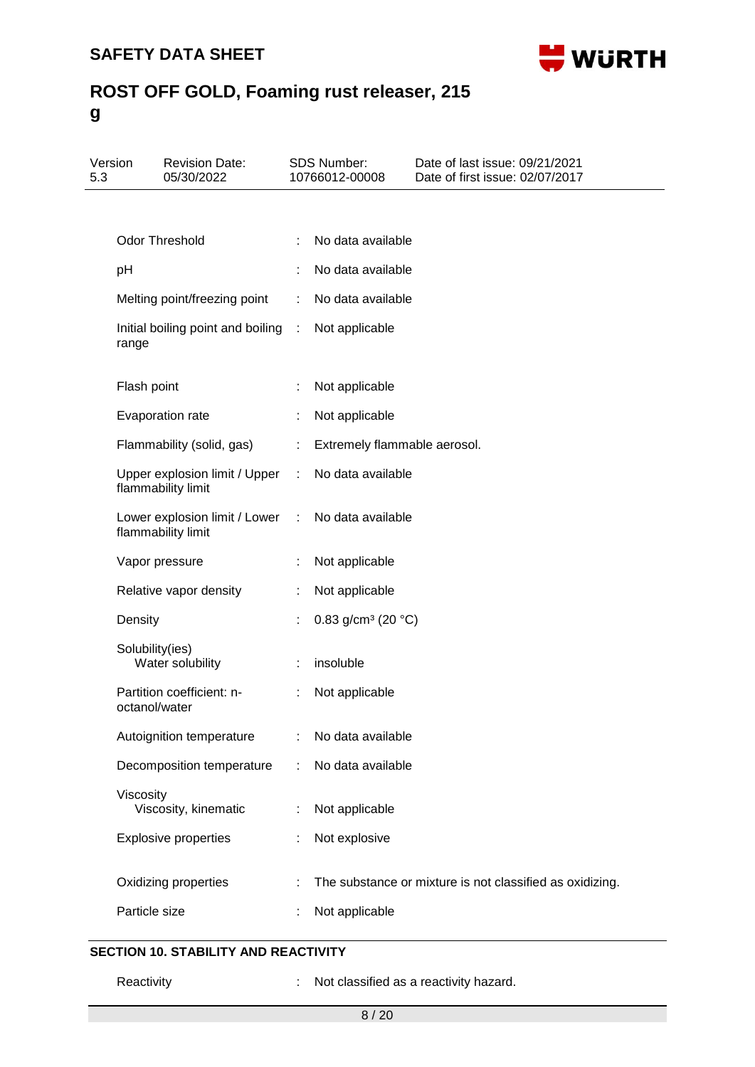| Property | | Value |
|---|---|---|
| Odor Threshold | : | No data available |
| pH | : | No data available |
| Melting point/freezing point | : | No data available |
| Initial boiling point and boiling range | : | Not applicable |
| Flash point | : | Not applicable |
| Evaporation rate | : | Not applicable |
| Flammability (solid, gas) | : | Extremely flammable aerosol. |
| Upper explosion limit / Upper flammability limit | : | No data available |
| Lower explosion limit / Lower flammability limit | : | No data available |
| Vapor pressure | : | Not applicable |
| Relative vapor density | : | Not applicable |
| Density | : | 0.83 g/cm³ (20 °C) |
| Solubility(ies): Water solubility | : | insoluble |
| Partition coefficient: n-octanol/water | : | Not applicable |
| Autoignition temperature | : | No data available |
| Decomposition temperature | : | No data available |
| Viscosity: Viscosity, kinematic | : | Not applicable |
| Explosive properties | : | Not explosive |
| Oxidizing properties | : | The substance or mixture is not classified as oxidizing. |
| Particle size | : | Not applicable |

## SECTION 10. STABILITY AND REACTIVITY

| Property | | Value |
|---|---|---|
| Reactivity | : | Not classified as a reactivity hazard. |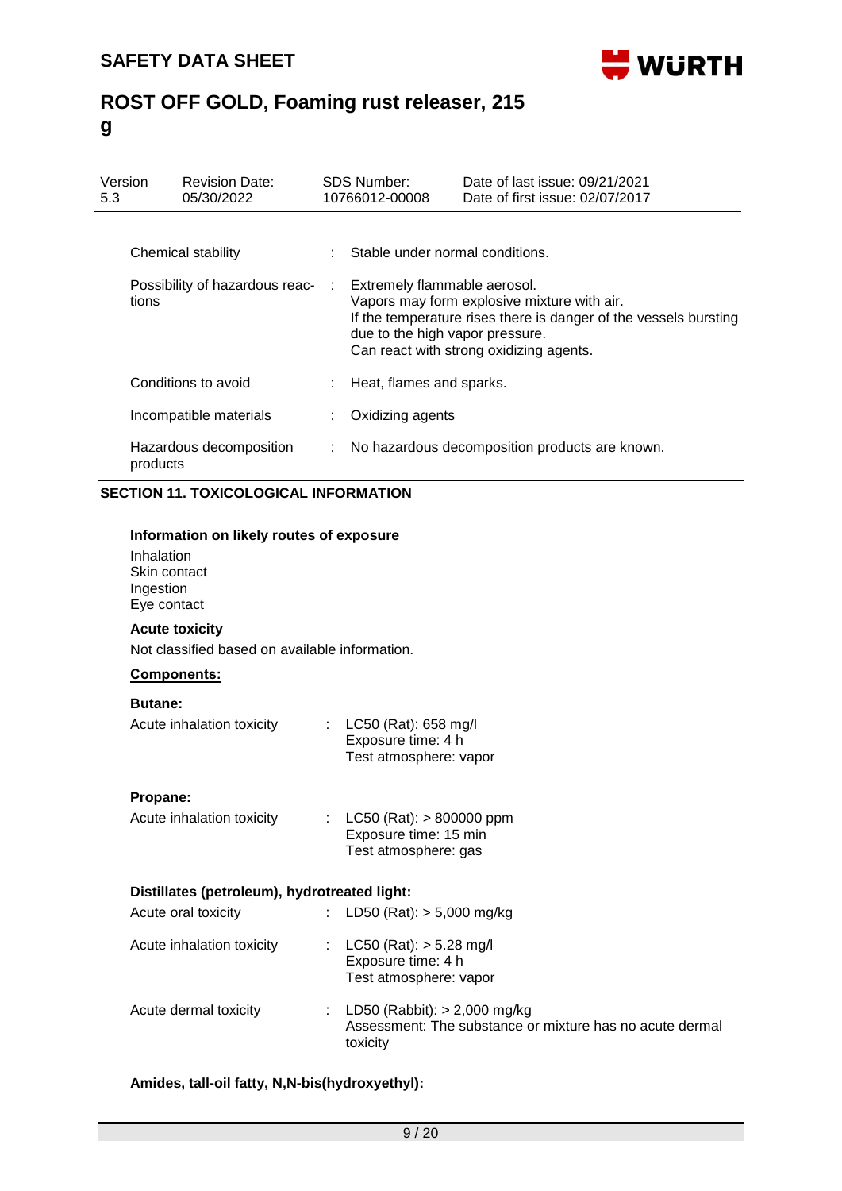| | | |
|---|---|---|
| Chemical stability | : | Stable under normal conditions. |
| Possibility of hazardous reactions | : | Extremely flammable aerosol.<br>Vapors may form explosive mixture with air.<br>If the temperature rises there is danger of the vessels bursting due to the high vapor pressure.<br>Can react with strong oxidizing agents. |
| Conditions to avoid | : | Heat, flames and sparks. |
| Incompatible materials | : | Oxidizing agents |
| Hazardous decomposition products | : | No hazardous decomposition products are known. |

## SECTION 11. TOXICOLOGICAL INFORMATION

**Information on likely routes of exposure**

Inhalation
Skin contact
Ingestion
Eye contact

**Acute toxicity**

Not classified based on available information.

**Components:**

**Butane:**

| | | |
|---|---|---|
| Acute inhalation toxicity | : | LC50 (Rat): 658 mg/l<br>Exposure time: 4 h<br>Test atmosphere: vapor |

**Propane:**

| | | |
|---|---|---|
| Acute inhalation toxicity | : | LC50 (Rat): > 800000 ppm<br>Exposure time: 15 min<br>Test atmosphere: gas |

**Distillates (petroleum), hydrotreated light:**

| | | |
|---|---|---|
| Acute oral toxicity | : | LD50 (Rat): > 5,000 mg/kg |
| Acute inhalation toxicity | : | LC50 (Rat): > 5.28 mg/l<br>Exposure time: 4 h<br>Test atmosphere: vapor |
| Acute dermal toxicity | : | LD50 (Rabbit): > 2,000 mg/kg<br>Assessment: The substance or mixture has no acute dermal toxicity |

**Amides, tall-oil fatty, N,N-bis(hydroxyethyl):**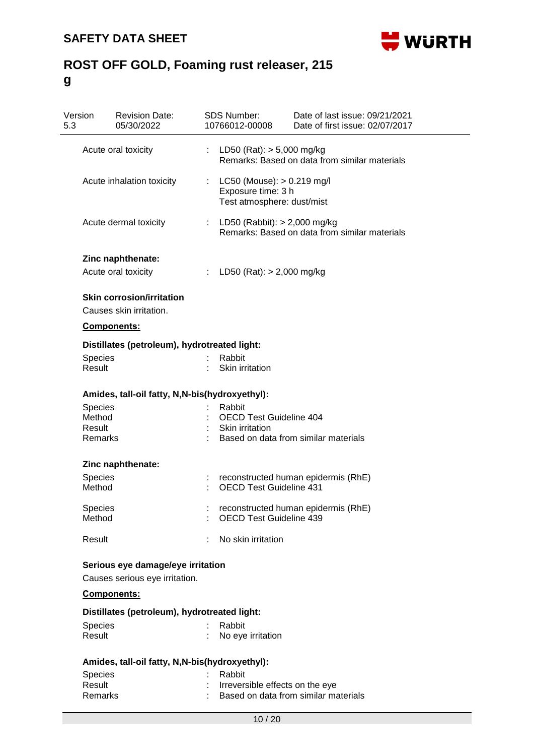Acute oral toxicity : LD50 (Rat): > 5,000 mg/kg
Remarks: Based on data from similar materials

Acute inhalation toxicity : LC50 (Mouse): > 0.219 mg/l
Exposure time: 3 h
Test atmosphere: dust/mist

Acute dermal toxicity : LD50 (Rabbit): > 2,000 mg/kg
Remarks: Based on data from similar materials

**Zinc naphthenate:**

Acute oral toxicity : LD50 (Rat): > 2,000 mg/kg

**Skin corrosion/irritation**

Causes skin irritation.

**Components:**

**Distillates (petroleum), hydrotreated light:**

Species : Rabbit
Result : Skin irritation

**Amides, tall-oil fatty, N,N-bis(hydroxyethyl):**

Species : Rabbit
Method : OECD Test Guideline 404
Result : Skin irritation
Remarks : Based on data from similar materials

**Zinc naphthenate:**

Species : reconstructed human epidermis (RhE)
Method : OECD Test Guideline 431

Species : reconstructed human epidermis (RhE)
Method : OECD Test Guideline 439

Result : No skin irritation

**Serious eye damage/eye irritation**

Causes serious eye irritation.

**Components:**

**Distillates (petroleum), hydrotreated light:**

Species : Rabbit
Result : No eye irritation

**Amides, tall-oil fatty, N,N-bis(hydroxyethyl):**

Species : Rabbit
Result : Irreversible effects on the eye
Remarks : Based on data from similar materials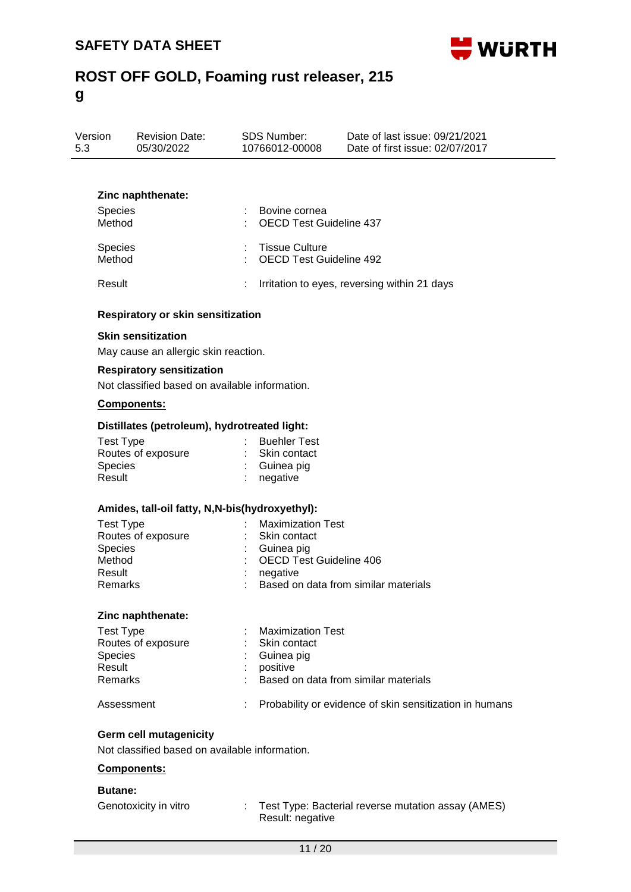**Zinc naphthenate:**

| | | |
|---|---|---|
| Species | : | Bovine cornea |
| Method | : | OECD Test Guideline 437 |
| Species | : | Tissue Culture |
| Method | : | OECD Test Guideline 492 |
| Result | : | Irritation to eyes, reversing within 21 days |

**Respiratory or skin sensitization**

**Skin sensitization**

May cause an allergic skin reaction.

**Respiratory sensitization**

Not classified based on available information.

**Components:**

**Distillates (petroleum), hydrotreated light:**

| | | |
|---|---|---|
| Test Type | : | Buehler Test |
| Routes of exposure | : | Skin contact |
| Species | : | Guinea pig |
| Result | : | negative |

**Amides, tall-oil fatty, N,N-bis(hydroxyethyl):**

| | | |
|---|---|---|
| Test Type | : | Maximization Test |
| Routes of exposure | : | Skin contact |
| Species | : | Guinea pig |
| Method | : | OECD Test Guideline 406 |
| Result | : | negative |
| Remarks | : | Based on data from similar materials |

**Zinc naphthenate:**

| | | |
|---|---|---|
| Test Type | : | Maximization Test |
| Routes of exposure | : | Skin contact |
| Species | : | Guinea pig |
| Result | : | positive |
| Remarks | : | Based on data from similar materials |
| Assessment | : | Probability or evidence of skin sensitization in humans |

**Germ cell mutagenicity**

Not classified based on available information.

**Components:**

**Butane:**

| | | |
|---|---|---|
| Genotoxicity in vitro | : | Test Type: Bacterial reverse mutation assay (AMES)<br>Result: negative |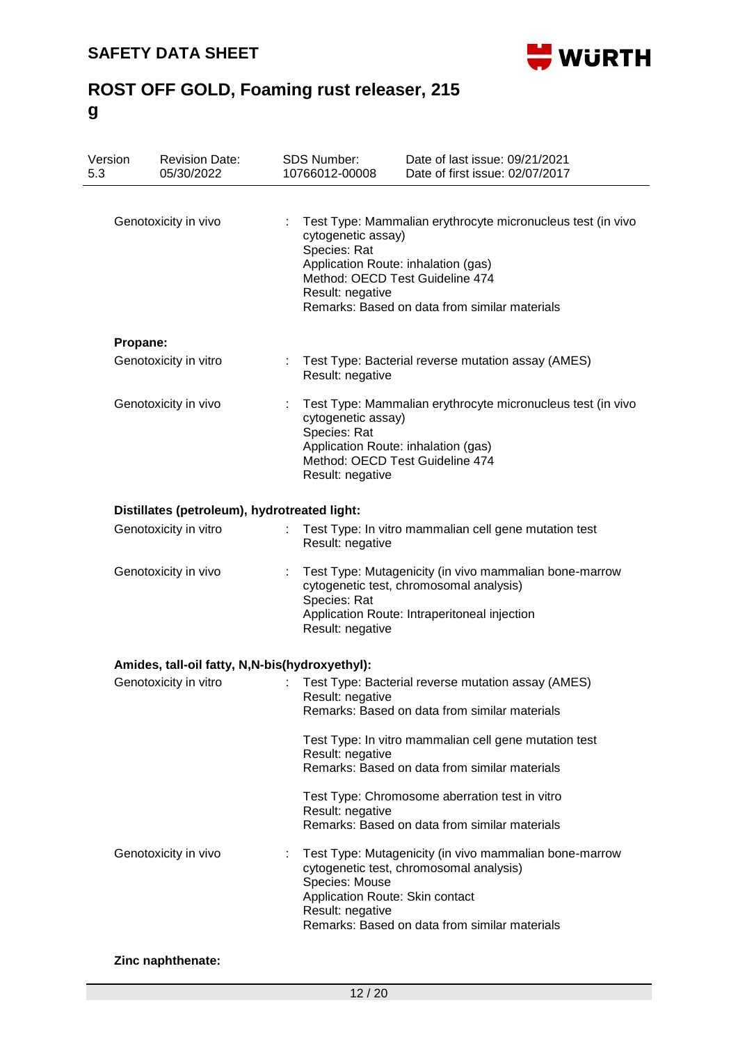Genotoxicity in vivo : Test Type: Mammalian erythrocyte micronucleus test (in vivo cytogenetic assay)
Species: Rat
Application Route: inhalation (gas)
Method: OECD Test Guideline 474
Result: negative
Remarks: Based on data from similar materials

**Propane:**

Genotoxicity in vitro : Test Type: Bacterial reverse mutation assay (AMES)
Result: negative

Genotoxicity in vivo : Test Type: Mammalian erythrocyte micronucleus test (in vivo cytogenetic assay)
Species: Rat
Application Route: inhalation (gas)
Method: OECD Test Guideline 474
Result: negative

**Distillates (petroleum), hydrotreated light:**

Genotoxicity in vitro : Test Type: In vitro mammalian cell gene mutation test
Result: negative

Genotoxicity in vivo : Test Type: Mutagenicity (in vivo mammalian bone-marrow cytogenetic test, chromosomal analysis)
Species: Rat
Application Route: Intraperitoneal injection
Result: negative

**Amides, tall-oil fatty, N,N-bis(hydroxyethyl):**

Genotoxicity in vitro : Test Type: Bacterial reverse mutation assay (AMES)
Result: negative
Remarks: Based on data from similar materials

Test Type: In vitro mammalian cell gene mutation test
Result: negative
Remarks: Based on data from similar materials

Test Type: Chromosome aberration test in vitro
Result: negative
Remarks: Based on data from similar materials

Genotoxicity in vivo : Test Type: Mutagenicity (in vivo mammalian bone-marrow cytogenetic test, chromosomal analysis)
Species: Mouse
Application Route: Skin contact
Result: negative
Remarks: Based on data from similar materials

**Zinc naphthenate:**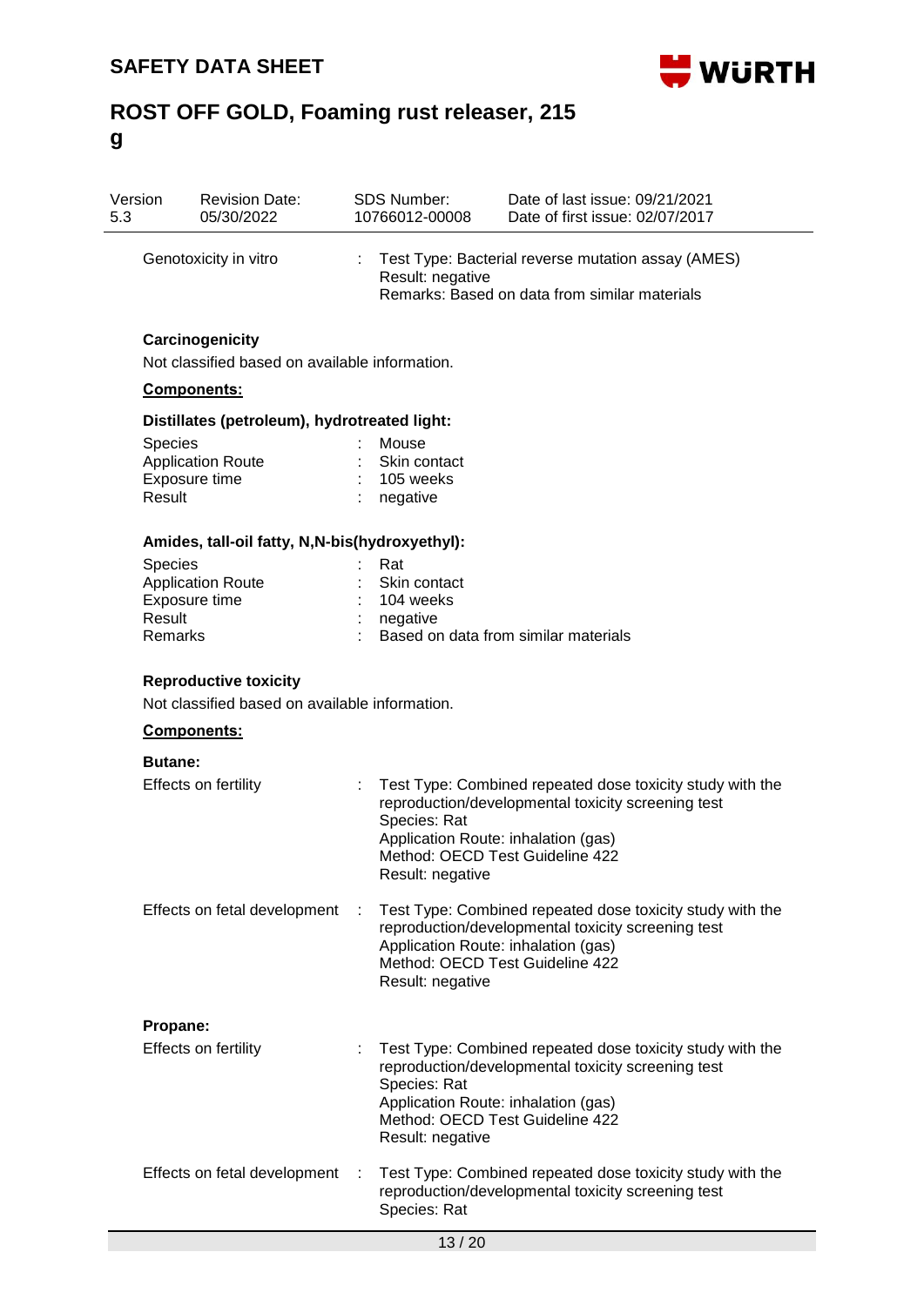| | | |
|---|---|---|
| Genotoxicity in vitro | : | Test Type: Bacterial reverse mutation assay (AMES)<br>Result: negative<br>Remarks: Based on data from similar materials |

**Carcinogenicity**

Not classified based on available information.

**Components:**

**Distillates (petroleum), hydrotreated light:**

| | | |
|---|---|---|
| Species | : | Mouse |
| Application Route | : | Skin contact |
| Exposure time | : | 105 weeks |
| Result | : | negative |

**Amides, tall-oil fatty, N,N-bis(hydroxyethyl):**

| | | |
|---|---|---|
| Species | : | Rat |
| Application Route | : | Skin contact |
| Exposure time | : | 104 weeks |
| Result | : | negative |
| Remarks | : | Based on data from similar materials |

**Reproductive toxicity**

Not classified based on available information.

**Components:**

**Butane:**

| | | |
|---|---|---|
| Effects on fertility | : | Test Type: Combined repeated dose toxicity study with the reproduction/developmental toxicity screening test<br>Species: Rat<br>Application Route: inhalation (gas)<br>Method: OECD Test Guideline 422<br>Result: negative |
| Effects on fetal development | : | Test Type: Combined repeated dose toxicity study with the reproduction/developmental toxicity screening test<br>Application Route: inhalation (gas)<br>Method: OECD Test Guideline 422<br>Result: negative |

**Propane:**

| | | |
|---|---|---|
| Effects on fertility | : | Test Type: Combined repeated dose toxicity study with the reproduction/developmental toxicity screening test<br>Species: Rat<br>Application Route: inhalation (gas)<br>Method: OECD Test Guideline 422<br>Result: negative |
| Effects on fetal development | : | Test Type: Combined repeated dose toxicity study with the reproduction/developmental toxicity screening test<br>Species: Rat |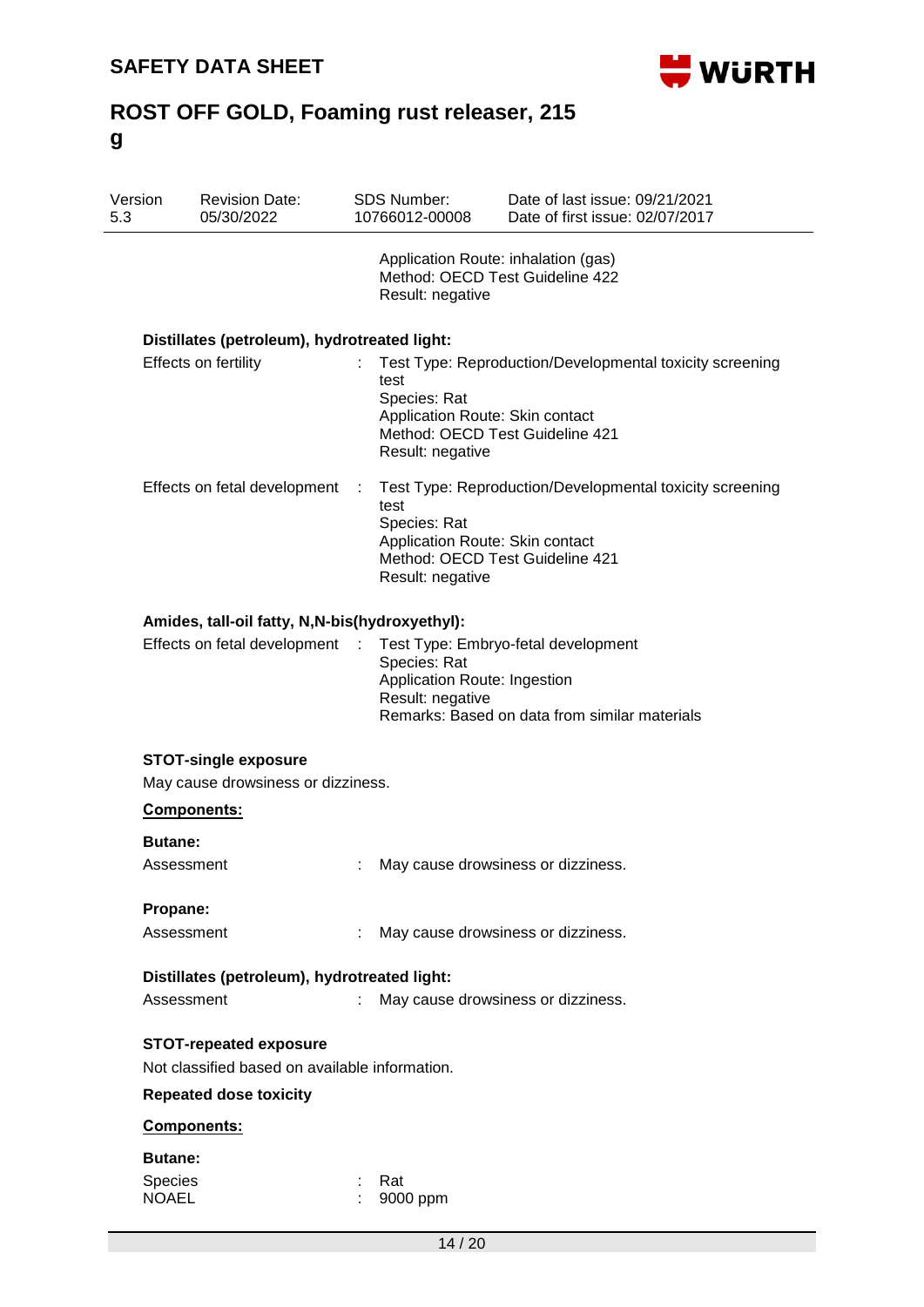Application Route: inhalation (gas)
Method: OECD Test Guideline 422
Result: negative

**Distillates (petroleum), hydrotreated light:**

| | | |
|---|---|---|
| Effects on fertility | : | Test Type: Reproduction/Developmental toxicity screening test<br>Species: Rat<br>Application Route: Skin contact<br>Method: OECD Test Guideline 421<br>Result: negative |
| Effects on fetal development | : | Test Type: Reproduction/Developmental toxicity screening test<br>Species: Rat<br>Application Route: Skin contact<br>Method: OECD Test Guideline 421<br>Result: negative |

**Amides, tall-oil fatty, N,N-bis(hydroxyethyl):**

| | | |
|---|---|---|
| Effects on fetal development | : | Test Type: Embryo-fetal development<br>Species: Rat<br>Application Route: Ingestion<br>Result: negative<br>Remarks: Based on data from similar materials |

**STOT-single exposure**

May cause drowsiness or dizziness.

**Components:**

**Butane:**

Assessment : May cause drowsiness or dizziness.

**Propane:**

Assessment : May cause drowsiness or dizziness.

**Distillates (petroleum), hydrotreated light:**

Assessment : May cause drowsiness or dizziness.

**STOT-repeated exposure**

Not classified based on available information.

**Repeated dose toxicity**

**Components:**

**Butane:**

| | | |
|---|---|---|
| Species | : | Rat |
| NOAEL | : | 9000 ppm |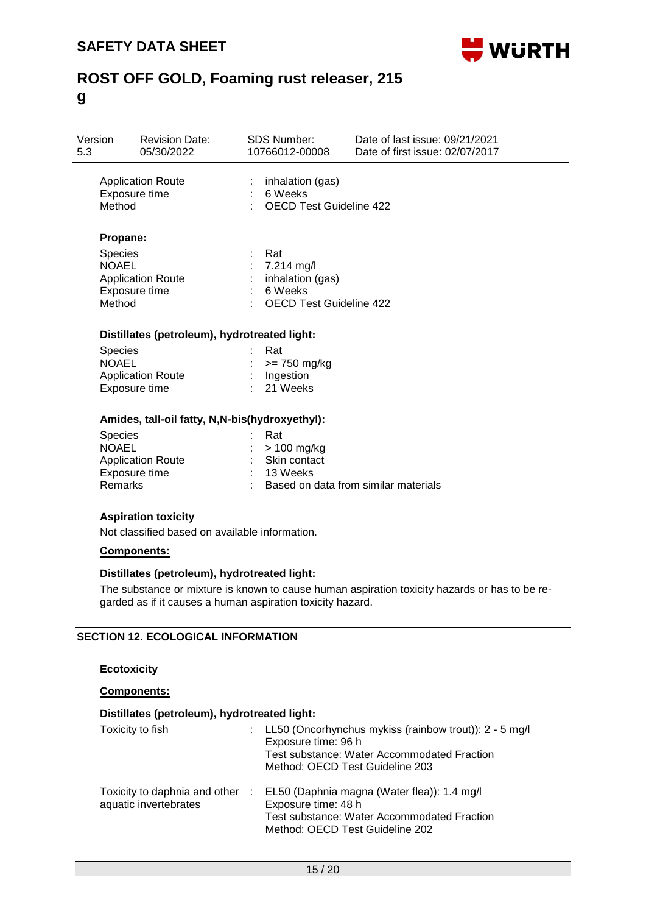| | | |
|---|---|---|
| Application Route | : | inhalation (gas) |
| Exposure time | : | 6 Weeks |
| Method | : | OECD Test Guideline 422 |

**Propane:**

| | | |
|---|---|---|
| Species | : | Rat |
| NOAEL | : | 7.214 mg/l |
| Application Route | : | inhalation (gas) |
| Exposure time | : | 6 Weeks |
| Method | : | OECD Test Guideline 422 |

**Distillates (petroleum), hydrotreated light:**

| | | |
|---|---|---|
| Species | : | Rat |
| NOAEL | : | >= 750 mg/kg |
| Application Route | : | Ingestion |
| Exposure time | : | 21 Weeks |

**Amides, tall-oil fatty, N,N-bis(hydroxyethyl):**

| | | |
|---|---|---|
| Species | : | Rat |
| NOAEL | : | > 100 mg/kg |
| Application Route | : | Skin contact |
| Exposure time | : | 13 Weeks |
| Remarks | : | Based on data from similar materials |

**Aspiration toxicity**

Not classified based on available information.

**Components:**

**Distillates (petroleum), hydrotreated light:**

The substance or mixture is known to cause human aspiration toxicity hazards or has to be regarded as if it causes a human aspiration toxicity hazard.

## SECTION 12. ECOLOGICAL INFORMATION

**Ecotoxicity**

**Components:**

**Distillates (petroleum), hydrotreated light:**

| | | |
|---|---|---|
| Toxicity to fish | : | LL50 (Oncorhynchus mykiss (rainbow trout)): 2 - 5 mg/l<br>Exposure time: 96 h<br>Test substance: Water Accommodated Fraction<br>Method: OECD Test Guideline 203 |
| Toxicity to daphnia and other aquatic invertebrates | : | EL50 (Daphnia magna (Water flea)): 1.4 mg/l<br>Exposure time: 48 h<br>Test substance: Water Accommodated Fraction<br>Method: OECD Test Guideline 202 |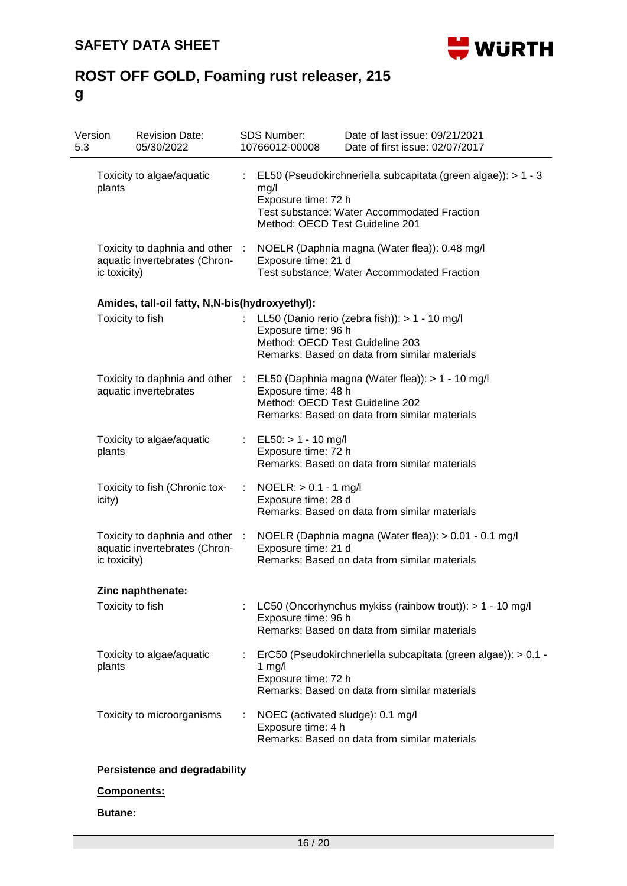| | | |
|---|---|---|
| Toxicity to algae/aquatic plants | : | EL50 (Pseudokirchneriella subcapitata (green algae)): > 1 - 3 mg/l<br>Exposure time: 72 h<br>Test substance: Water Accommodated Fraction<br>Method: OECD Test Guideline 201 |
| Toxicity to daphnia and other aquatic invertebrates (Chronic toxicity) | : | NOELR (Daphnia magna (Water flea)): 0.48 mg/l<br>Exposure time: 21 d<br>Test substance: Water Accommodated Fraction |

**Amides, tall-oil fatty, N,N-bis(hydroxyethyl):**

| | | |
|---|---|---|
| Toxicity to fish | : | LL50 (Danio rerio (zebra fish)): > 1 - 10 mg/l<br>Exposure time: 96 h<br>Method: OECD Test Guideline 203<br>Remarks: Based on data from similar materials |
| Toxicity to daphnia and other aquatic invertebrates | : | EL50 (Daphnia magna (Water flea)): > 1 - 10 mg/l<br>Exposure time: 48 h<br>Method: OECD Test Guideline 202<br>Remarks: Based on data from similar materials |
| Toxicity to algae/aquatic plants | : | EL50: > 1 - 10 mg/l<br>Exposure time: 72 h<br>Remarks: Based on data from similar materials |
| Toxicity to fish (Chronic toxicity) | : | NOELR: > 0.1 - 1 mg/l<br>Exposure time: 28 d<br>Remarks: Based on data from similar materials |
| Toxicity to daphnia and other aquatic invertebrates (Chronic toxicity) | : | NOELR (Daphnia magna (Water flea)): > 0.01 - 0.1 mg/l<br>Exposure time: 21 d<br>Remarks: Based on data from similar materials |

**Zinc naphthenate:**

| | | |
|---|---|---|
| Toxicity to fish | : | LC50 (Oncorhynchus mykiss (rainbow trout)): > 1 - 10 mg/l<br>Exposure time: 96 h<br>Remarks: Based on data from similar materials |
| Toxicity to algae/aquatic plants | : | ErC50 (Pseudokirchneriella subcapitata (green algae)): > 0.1 - 1 mg/l<br>Exposure time: 72 h<br>Remarks: Based on data from similar materials |
| Toxicity to microorganisms | : | NOEC (activated sludge): 0.1 mg/l<br>Exposure time: 4 h<br>Remarks: Based on data from similar materials |

**Persistence and degradability**

**Components:**

**Butane:**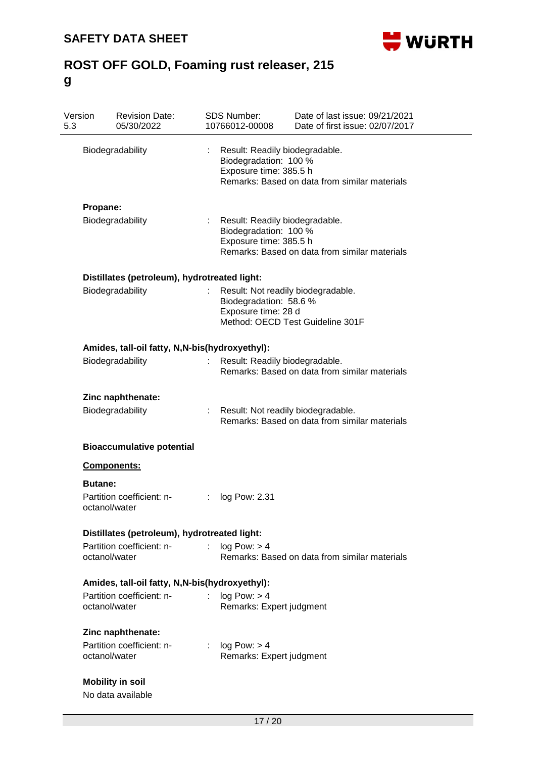| | | |
|---|---|---|
| Biodegradability | : | Result: Readily biodegradable.<br>Biodegradation: 100 %<br>Exposure time: 385.5 h<br>Remarks: Based on data from similar materials |

**Propane:**

| | | |
|---|---|---|
| Biodegradability | : | Result: Readily biodegradable.<br>Biodegradation: 100 %<br>Exposure time: 385.5 h<br>Remarks: Based on data from similar materials |

**Distillates (petroleum), hydrotreated light:**

| | | |
|---|---|---|
| Biodegradability | : | Result: Not readily biodegradable.<br>Biodegradation: 58.6 %<br>Exposure time: 28 d<br>Method: OECD Test Guideline 301F |

**Amides, tall-oil fatty, N,N-bis(hydroxyethyl):**

| | | |
|---|---|---|
| Biodegradability | : | Result: Readily biodegradable.<br>Remarks: Based on data from similar materials |

**Zinc naphthenate:**

| | | |
|---|---|---|
| Biodegradability | : | Result: Not readily biodegradable.<br>Remarks: Based on data from similar materials |

**Bioaccumulative potential**

**Components:**

**Butane:**

| | | |
|---|---|---|
| Partition coefficient: n-octanol/water | : | log Pow: 2.31 |

**Distillates (petroleum), hydrotreated light:**

| | | |
|---|---|---|
| Partition coefficient: n-octanol/water | : | log Pow: > 4<br>Remarks: Based on data from similar materials |

**Amides, tall-oil fatty, N,N-bis(hydroxyethyl):**

| | | |
|---|---|---|
| Partition coefficient: n-octanol/water | : | log Pow: > 4<br>Remarks: Expert judgment |

**Zinc naphthenate:**

| | | |
|---|---|---|
| Partition coefficient: n-octanol/water | : | log Pow: > 4<br>Remarks: Expert judgment |

**Mobility in soil**

No data available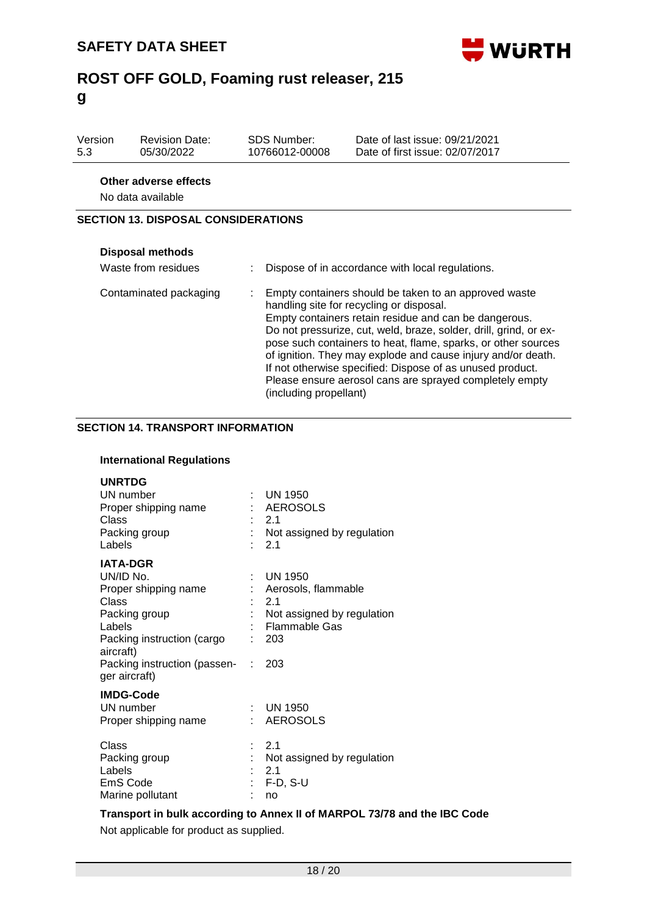**Other adverse effects**

No data available

## SECTION 13. DISPOSAL CONSIDERATIONS

**Disposal methods**

| | |
|---|---|
| Waste from residues | : Dispose of in accordance with local regulations. |
| Contaminated packaging | : Empty containers should be taken to an approved waste handling site for recycling or disposal. Empty containers retain residue and can be dangerous. Do not pressurize, cut, weld, braze, solder, drill, grind, or expose such containers to heat, flame, sparks, or other sources of ignition. They may explode and cause injury and/or death. If not otherwise specified: Dispose of as unused product. Please ensure aerosol cans are sprayed completely empty (including propellant) |

## SECTION 14. TRANSPORT INFORMATION

**International Regulations**

**UNRTDG**

| | |
|---|---|
| UN number | : UN 1950 |
| Proper shipping name | : AEROSOLS |
| Class | : 2.1 |
| Packing group | : Not assigned by regulation |
| Labels | : 2.1 |

**IATA-DGR**

| | |
|---|---|
| UN/ID No. | : UN 1950 |
| Proper shipping name | : Aerosols, flammable |
| Class | : 2.1 |
| Packing group | : Not assigned by regulation |
| Labels | : Flammable Gas |
| Packing instruction (cargo aircraft) | : 203 |
| Packing instruction (passenger aircraft) | : 203 |

**IMDG-Code**

| | |
|---|---|
| UN number | : UN 1950 |
| Proper shipping name | : AEROSOLS |
| Class | : 2.1 |
| Packing group | : Not assigned by regulation |
| Labels | : 2.1 |
| EmS Code | : F-D, S-U |
| Marine pollutant | : no |

**Transport in bulk according to Annex II of MARPOL 73/78 and the IBC Code**

Not applicable for product as supplied.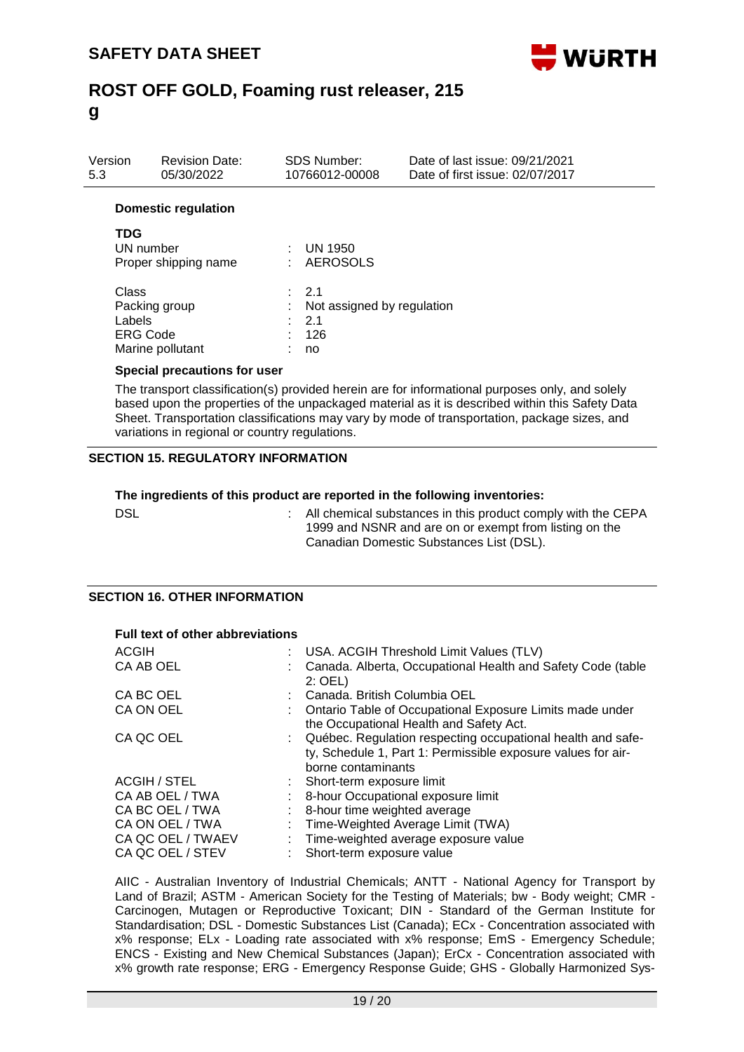**Domestic regulation**

**TDG**

| | |
|---|---|
| UN number | : UN 1950 |
| Proper shipping name | : AEROSOLS |
| Class | : 2.1 |
| Packing group | : Not assigned by regulation |
| Labels | : 2.1 |
| ERG Code | : 126 |
| Marine pollutant | : no |

**Special precautions for user**

The transport classification(s) provided herein are for informational purposes only, and solely based upon the properties of the unpackaged material as it is described within this Safety Data Sheet. Transportation classifications may vary by mode of transportation, package sizes, and variations in regional or country regulations.

## SECTION 15. REGULATORY INFORMATION

**The ingredients of this product are reported in the following inventories:**

| | |
|---|---|
| DSL | : All chemical substances in this product comply with the CEPA 1999 and NSNR and are on or exempt from listing on the Canadian Domestic Substances List (DSL). |

## SECTION 16. OTHER INFORMATION

**Full text of other abbreviations**

| | |
|---|---|
| ACGIH | : USA. ACGIH Threshold Limit Values (TLV) |
| CA AB OEL | : Canada. Alberta, Occupational Health and Safety Code (table 2: OEL) |
| CA BC OEL | : Canada. British Columbia OEL |
| CA ON OEL | : Ontario Table of Occupational Exposure Limits made under the Occupational Health and Safety Act. |
| CA QC OEL | : Québec. Regulation respecting occupational health and safety, Schedule 1, Part 1: Permissible exposure values for airborne contaminants |
| ACGIH / STEL | : Short-term exposure limit |
| CA AB OEL / TWA | : 8-hour Occupational exposure limit |
| CA BC OEL / TWA | : 8-hour time weighted average |
| CA ON OEL / TWA | : Time-Weighted Average Limit (TWA) |
| CA QC OEL / TWAEV | : Time-weighted average exposure value |
| CA QC OEL / STEV | : Short-term exposure value |

AIIC - Australian Inventory of Industrial Chemicals; ANTT - National Agency for Transport by Land of Brazil; ASTM - American Society for the Testing of Materials; bw - Body weight; CMR - Carcinogen, Mutagen or Reproductive Toxicant; DIN - Standard of the German Institute for Standardisation; DSL - Domestic Substances List (Canada); ECx - Concentration associated with x% response; ELx - Loading rate associated with x% response; EmS - Emergency Schedule; ENCS - Existing and New Chemical Substances (Japan); ErCx - Concentration associated with x% growth rate response; ERG - Emergency Response Guide; GHS - Globally Harmonized Sys-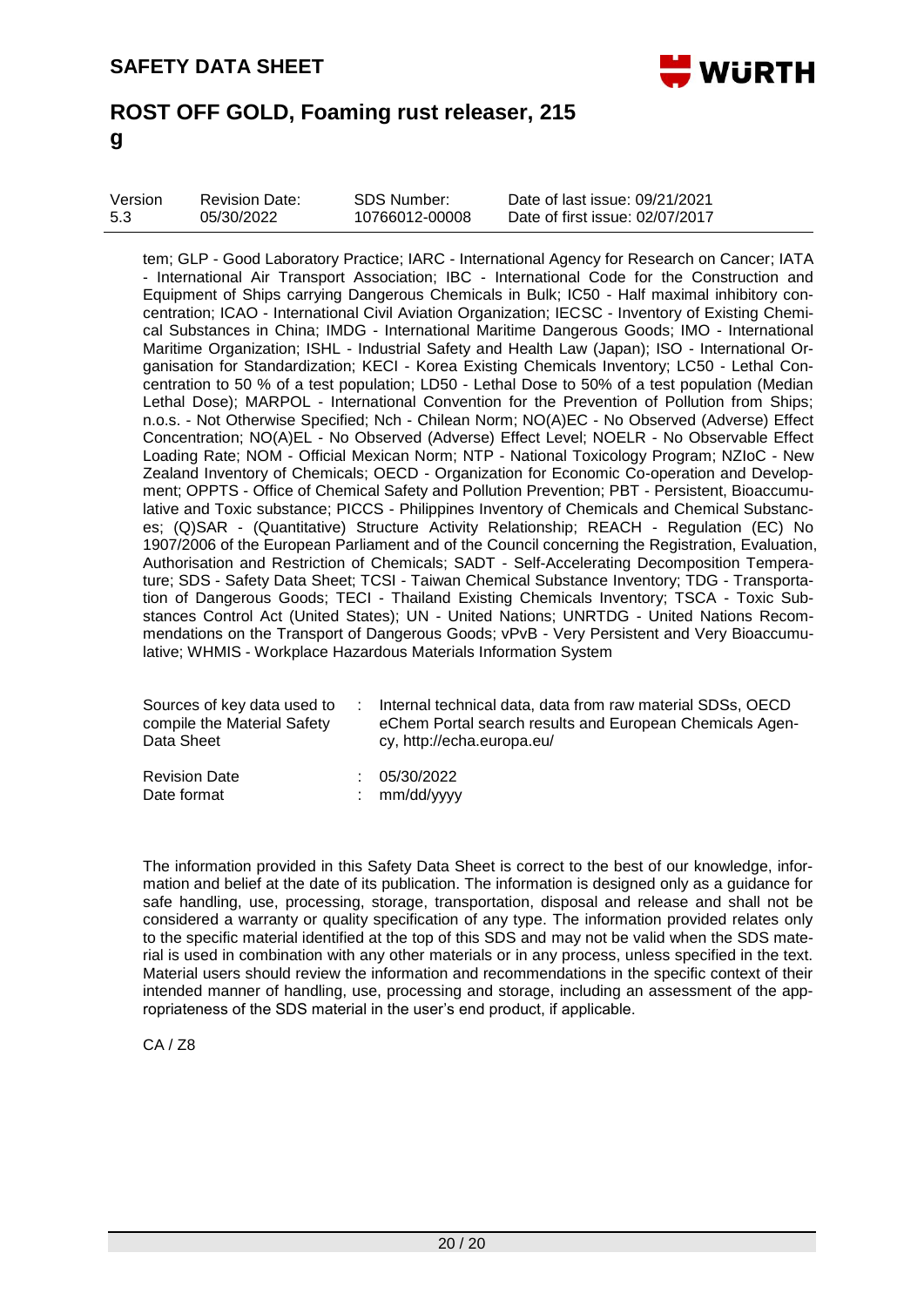tem; GLP - Good Laboratory Practice; IARC - International Agency for Research on Cancer; IATA - International Air Transport Association; IBC - International Code for the Construction and Equipment of Ships carrying Dangerous Chemicals in Bulk; IC50 - Half maximal inhibitory concentration; ICAO - International Civil Aviation Organization; IECSC - Inventory of Existing Chemical Substances in China; IMDG - International Maritime Dangerous Goods; IMO - International Maritime Organization; ISHL - Industrial Safety and Health Law (Japan); ISO - International Organisation for Standardization; KECI - Korea Existing Chemicals Inventory; LC50 - Lethal Concentration to 50 % of a test population; LD50 - Lethal Dose to 50% of a test population (Median Lethal Dose); MARPOL - International Convention for the Prevention of Pollution from Ships; n.o.s. - Not Otherwise Specified; Nch - Chilean Norm; NO(A)EC - No Observed (Adverse) Effect Concentration; NO(A)EL - No Observed (Adverse) Effect Level; NOELR - No Observable Effect Loading Rate; NOM - Official Mexican Norm; NTP - National Toxicology Program; NZIoC - New Zealand Inventory of Chemicals; OECD - Organization for Economic Co-operation and Development; OPPTS - Office of Chemical Safety and Pollution Prevention; PBT - Persistent, Bioaccumulative and Toxic substance; PICCS - Philippines Inventory of Chemicals and Chemical Substances; (Q)SAR - (Quantitative) Structure Activity Relationship; REACH - Regulation (EC) No 1907/2006 of the European Parliament and of the Council concerning the Registration, Evaluation, Authorisation and Restriction of Chemicals; SADT - Self-Accelerating Decomposition Temperature; SDS - Safety Data Sheet; TCSI - Taiwan Chemical Substance Inventory; TDG - Transportation of Dangerous Goods; TECI - Thailand Existing Chemicals Inventory; TSCA - Toxic Substances Control Act (United States); UN - United Nations; UNRTDG - United Nations Recommendations on the Transport of Dangerous Goods; vPvB - Very Persistent and Very Bioaccumulative; WHMIS - Workplace Hazardous Materials Information System

| | | |
|---|---|---|
| Sources of key data used to compile the Material Safety Data Sheet | : | Internal technical data, data from raw material SDSs, OECD eChem Portal search results and European Chemicals Agency, http://echa.europa.eu/ |
| Revision Date | : | 05/30/2022 |
| Date format | : | mm/dd/yyyy |

The information provided in this Safety Data Sheet is correct to the best of our knowledge, information and belief at the date of its publication. The information is designed only as a guidance for safe handling, use, processing, storage, transportation, disposal and release and shall not be considered a warranty or quality specification of any type. The information provided relates only to the specific material identified at the top of this SDS and may not be valid when the SDS material is used in combination with any other materials or in any process, unless specified in the text. Material users should review the information and recommendations in the specific context of their intended manner of handling, use, processing and storage, including an assessment of the appropriateness of the SDS material in the user's end product, if applicable.

CA / Z8